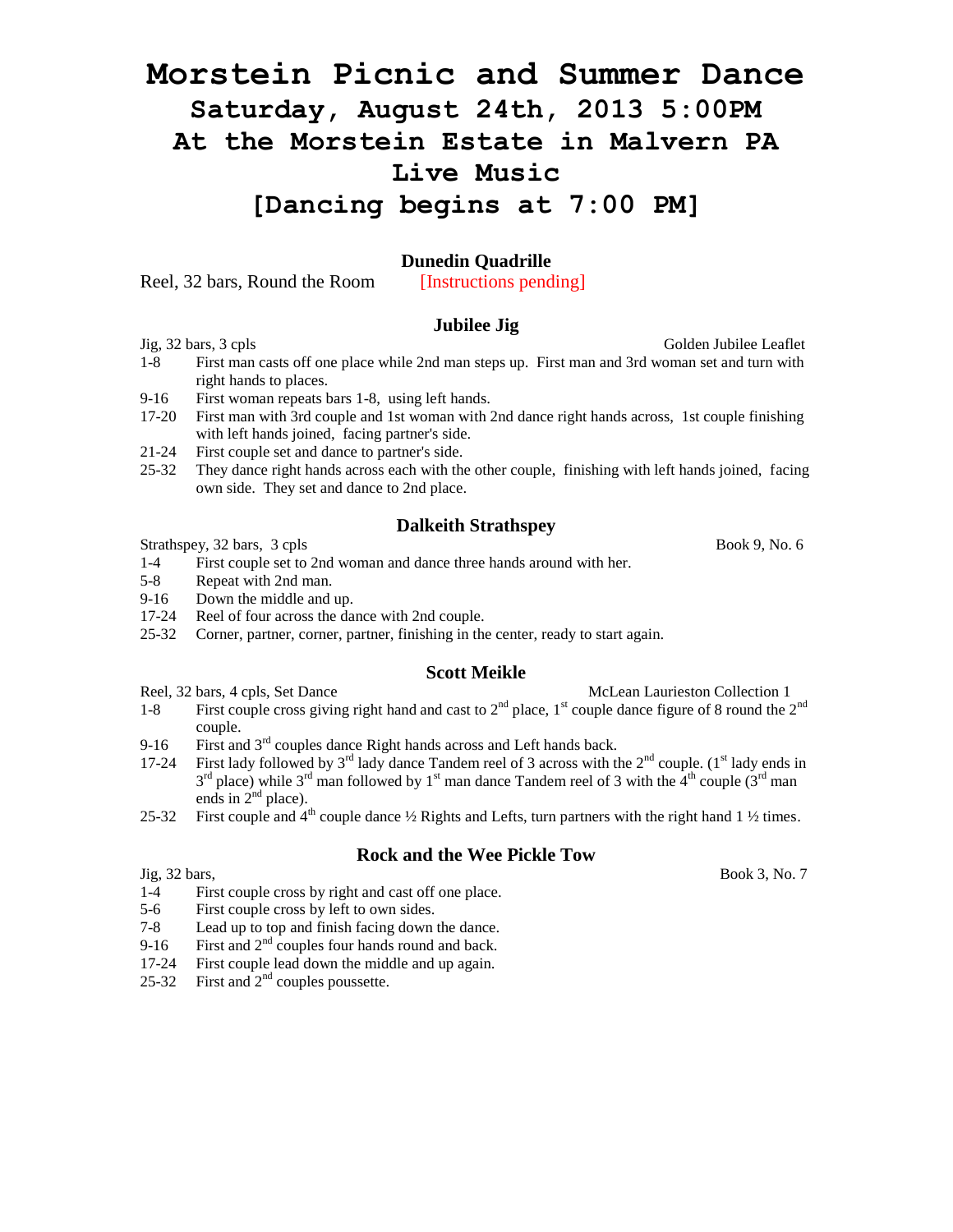# Morstein Picnic and Summer Dance

## Saturday, August 24th, 2013 5:00PM

## At the Morstein Estate in Malvern PA

## Live Music

## [Dancing begins at 7:00 PM]

### Dunedin Quadrille

Reel, 32 bars, Round the Room [Instructions pending]

### Jubilee Jig

Jig, 32 bars, 3 cpls — Golden Jubilee Leaflet

- 1-8 First man casts off one place while 2nd man steps up. First man and 3rd woman set and turn with right hands to places.
- 9-16 First woman repeats bars 1-8, using left hands.
- 17-20 First man with 3rd couple and 1st woman with 2nd dance right hands across, 1st couple finishing with left hands joined, facing partner's side.
- 21-24 First couple set and dance to partner's side.
- 25-32 They dance right hands across each with the other couple, finishing with left hands joined, facing own side. They set and dance to 2nd place.

### Dalkeith Strathspey

Strathspey, 32 bars, 3 cpls — Book 9, No. 6

- 1-4 First couple set to 2nd woman and dance three hands around with her.
- 5-8 Repeat with 2nd man.
- 9-16 Down the middle and up.
- 17-24 Reel of four across the dance with 2nd couple.
- 25-32 Corner, partner, corner, partner, finishing in the center, ready to start again.

### Scott Meikle

Reel, 32 bars, 4 cpls, Set Dance — McLean Laurieston Collection 1

- 1-8 First couple cross giving right hand and cast to 2nd place, 1st couple dance figure of 8 round the 2nd couple.
- 9-16 First and 3rd couples dance Right hands across and Left hands back.
- 17-24 First lady followed by 3rd lady dance Tandem reel of 3 across with the 2nd couple. (1st lady ends in 3rd place) while 3rd man followed by 1st man dance Tandem reel of 3 with the 4th couple (3rd man ends in 2nd place).
- 25-32 First couple and 4th couple dance ½ Rights and Lefts, turn partners with the right hand 1 ½ times.

### Rock and the Wee Pickle Tow

Jig, 32 bars, — Book 3, No. 7

- 1-4 First couple cross by right and cast off one place.
- 5-6 First couple cross by left to own sides.
- 7-8 Lead up to top and finish facing down the dance.
- 9-16 First and 2nd couples four hands round and back.
- 17-24 First couple lead down the middle and up again.
- 25-32 First and 2nd couples poussette.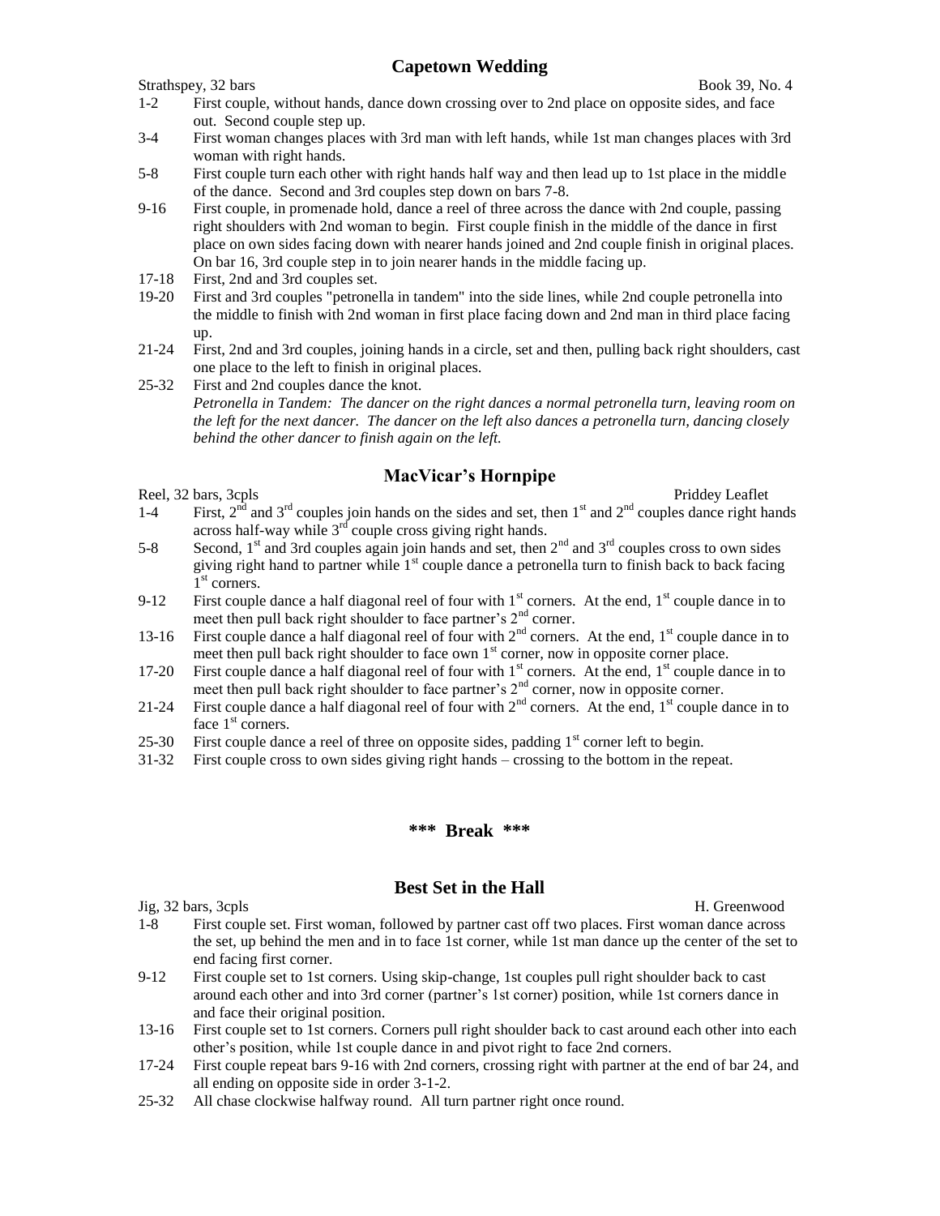## Capetown Wedding

Strathspey, 32 bars — Book 39, No. 4

- 1-2 First couple, without hands, dance down crossing over to 2nd place on opposite sides, and face out. Second couple step up.
- 3-4 First woman changes places with 3rd man with left hands, while 1st man changes places with 3rd woman with right hands.
- 5-8 First couple turn each other with right hands half way and then lead up to 1st place in the middle of the dance. Second and 3rd couples step down on bars 7-8.
- 9-16 First couple, in promenade hold, dance a reel of three across the dance with 2nd couple, passing right shoulders with 2nd woman to begin. First couple finish in the middle of the dance in first place on own sides facing down with nearer hands joined and 2nd couple finish in original places. On bar 16, 3rd couple step in to join nearer hands in the middle facing up.
- 17-18 First, 2nd and 3rd couples set.
- 19-20 First and 3rd couples "petronella in tandem" into the side lines, while 2nd couple petronella into the middle to finish with 2nd woman in first place facing down and 2nd man in third place facing up.
- 21-24 First, 2nd and 3rd couples, joining hands in a circle, set and then, pulling back right shoulders, cast one place to the left to finish in original places.
- 25-32 First and 2nd couples dance the knot.

  *Petronella in Tandem: The dancer on the right dances a normal petronella turn, leaving room on the left for the next dancer. The dancer on the left also dances a petronella turn, dancing closely behind the other dancer to finish again on the left.*

## MacVicar's Hornpipe

Reel, 32 bars, 3cpls — Priddey Leaflet

- 1-4 First, 2nd and 3rd couples join hands on the sides and set, then 1st and 2nd couples dance right hands across half-way while 3rd couple cross giving right hands.
- 5-8 Second, 1st and 3rd couples again join hands and set, then 2nd and 3rd couples cross to own sides giving right hand to partner while 1st couple dance a petronella turn to finish back to back facing 1st corners.
- 9-12 First couple dance a half diagonal reel of four with 1st corners. At the end, 1st couple dance in to meet then pull back right shoulder to face partner's 2nd corner.
- 13-16 First couple dance a half diagonal reel of four with 2nd corners. At the end, 1st couple dance in to meet then pull back right shoulder to face own 1st corner, now in opposite corner place.
- 17-20 First couple dance a half diagonal reel of four with 1st corners. At the end, 1st couple dance in to meet then pull back right shoulder to face partner's 2nd corner, now in opposite corner.
- 21-24 First couple dance a half diagonal reel of four with 2nd corners. At the end, 1st couple dance in to face 1st corners.
- 25-30 First couple dance a reel of three on opposite sides, padding 1st corner left to begin.
- 31-32 First couple cross to own sides giving right hands – crossing to the bottom in the repeat.

**\*\*\* Break \*\*\***

## Best Set in the Hall

Jig, 32 bars, 3cpls — H. Greenwood

- 1-8 First couple set. First woman, followed by partner cast off two places. First woman dance across the set, up behind the men and in to face 1st corner, while 1st man dance up the center of the set to end facing first corner.
- 9-12 First couple set to 1st corners. Using skip-change, 1st couples pull right shoulder back to cast around each other and into 3rd corner (partner's 1st corner) position, while 1st corners dance in and face their original position.
- 13-16 First couple set to 1st corners. Corners pull right shoulder back to cast around each other into each other's position, while 1st couple dance in and pivot right to face 2nd corners.
- 17-24 First couple repeat bars 9-16 with 2nd corners, crossing right with partner at the end of bar 24, and all ending on opposite side in order 3-1-2.
- 25-32 All chase clockwise halfway round. All turn partner right once round.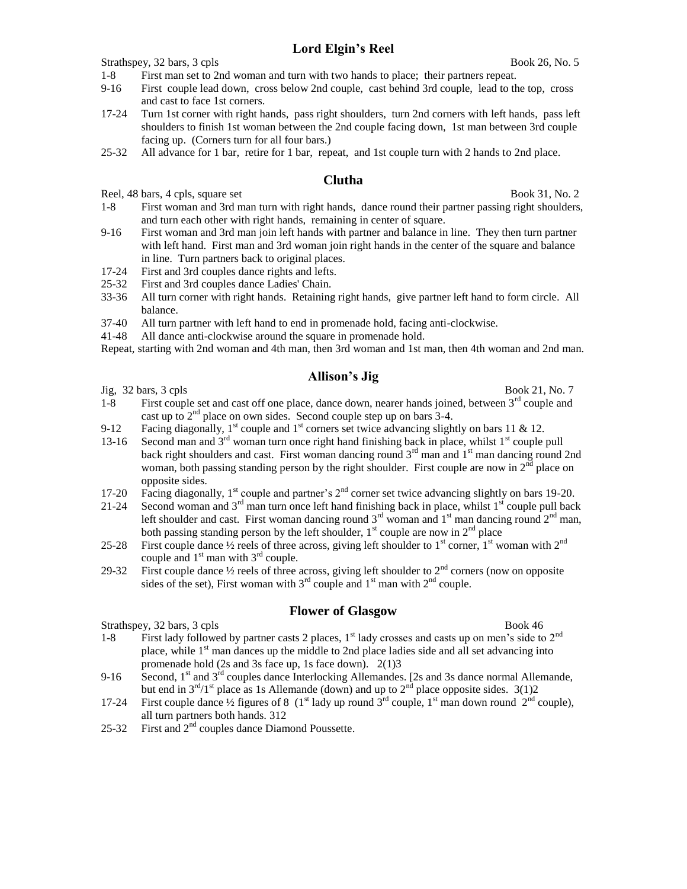## Lord Elgin's Reel

Strathspey, 32 bars, 3 cpls — Book 26, No. 5

1-8 First man set to 2nd woman and turn with two hands to place; their partners repeat.

9-16 First couple lead down, cross below 2nd couple, cast behind 3rd couple, lead to the top, cross and cast to face 1st corners.

17-24 Turn 1st corner with right hands, pass right shoulders, turn 2nd corners with left hands, pass left shoulders to finish 1st woman between the 2nd couple facing down, 1st man between 3rd couple facing up. (Corners turn for all four bars.)

25-32 All advance for 1 bar, retire for 1 bar, repeat, and 1st couple turn with 2 hands to 2nd place.

## Clutha

Reel, 48 bars, 4 cpls, square set — Book 31, No. 2

1-8 First woman and 3rd man turn with right hands, dance round their partner passing right shoulders, and turn each other with right hands, remaining in center of square.

9-16 First woman and 3rd man join left hands with partner and balance in line. They then turn partner with left hand. First man and 3rd woman join right hands in the center of the square and balance in line. Turn partners back to original places.

17-24 First and 3rd couples dance rights and lefts.

25-32 First and 3rd couples dance Ladies' Chain.

33-36 All turn corner with right hands. Retaining right hands, give partner left hand to form circle. All balance.

37-40 All turn partner with left hand to end in promenade hold, facing anti-clockwise.

41-48 All dance anti-clockwise around the square in promenade hold.

Repeat, starting with 2nd woman and 4th man, then 3rd woman and 1st man, then 4th woman and 2nd man.

## Allison's Jig

Jig, 32 bars, 3 cpls — Book 21, No. 7

1-8 First couple set and cast off one place, dance down, nearer hands joined, between 3rd couple and cast up to 2nd place on own sides. Second couple step up on bars 3-4.

9-12 Facing diagonally, 1st couple and 1st corners set twice advancing slightly on bars 11 & 12.

13-16 Second man and 3rd woman turn once right hand finishing back in place, whilst 1st couple pull back right shoulders and cast. First woman dancing round 3rd man and 1st man dancing round 2nd woman, both passing standing person by the right shoulder. First couple are now in 2nd place on opposite sides.

17-20 Facing diagonally, 1st couple and partner's 2nd corner set twice advancing slightly on bars 19-20.

21-24 Second woman and 3rd man turn once left hand finishing back in place, whilst 1st couple pull back left shoulder and cast. First woman dancing round 3rd woman and 1st man dancing round 2nd man, both passing standing person by the left shoulder, 1st couple are now in 2nd place

25-28 First couple dance ½ reels of three across, giving left shoulder to 1st corner, 1st woman with 2nd couple and 1st man with 3rd couple.

29-32 First couple dance ½ reels of three across, giving left shoulder to 2nd corners (now on opposite sides of the set), First woman with 3rd couple and 1st man with 2nd couple.

## Flower of Glasgow

Strathspey, 32 bars, 3 cpls — Book 46

1-8 First lady followed by partner casts 2 places, 1st lady crosses and casts up on men's side to 2nd place, while 1st man dances up the middle to 2nd place ladies side and all set advancing into promenade hold (2s and 3s face up, 1s face down). 2(1)3

9-16 Second, 1st and 3rd couples dance Interlocking Allemandes. [2s and 3s dance normal Allemande, but end in 3rd/1st place as 1s Allemande (down) and up to 2nd place opposite sides. 3(1)2

17-24 First couple dance ½ figures of 8 (1st lady up round 3rd couple, 1st man down round 2nd couple), all turn partners both hands. 312

25-32 First and 2nd couples dance Diamond Poussette.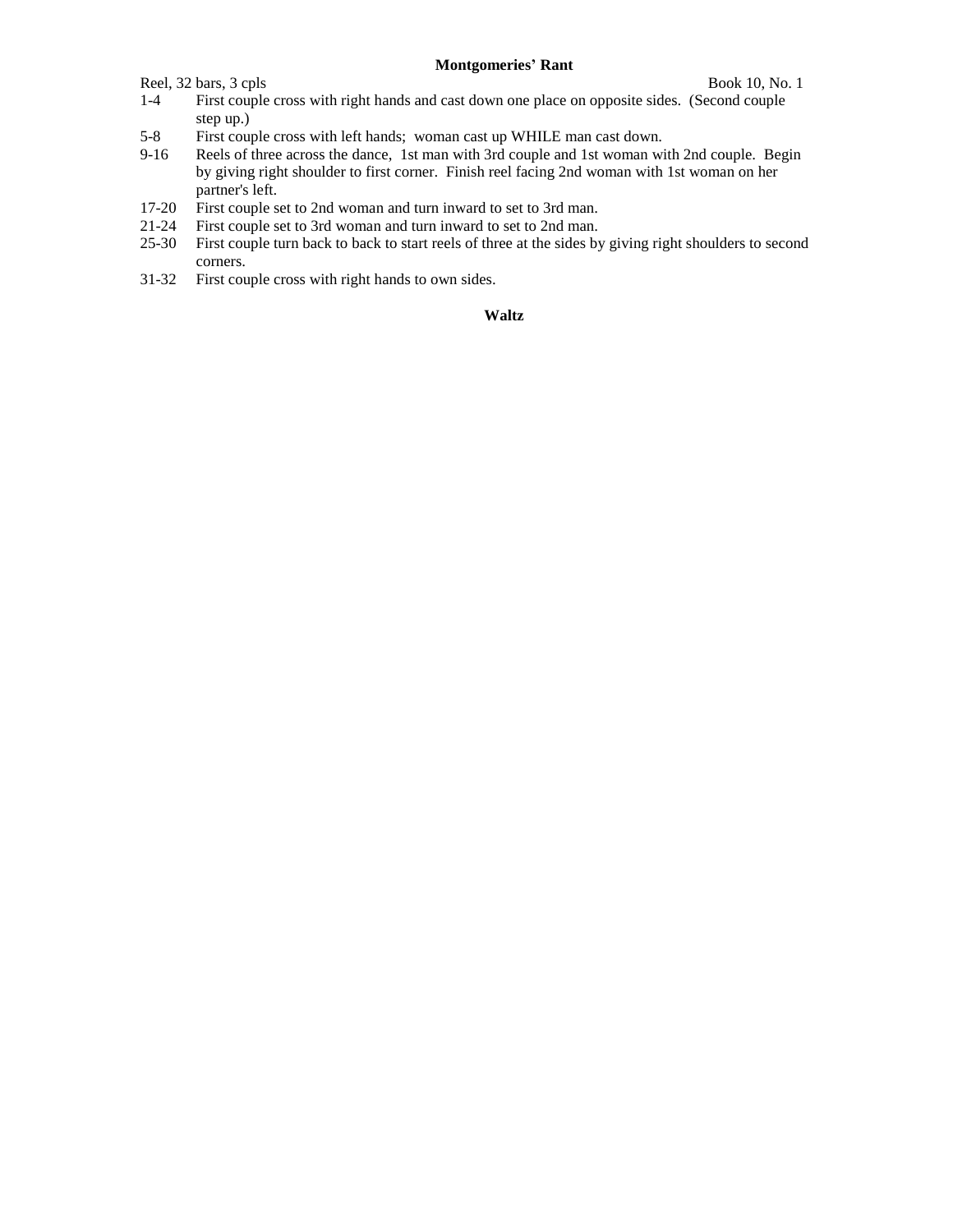**Montgomeries' Rant**

Reel, 32 bars, 3 cpls — Book 10, No. 1

1-4 First couple cross with right hands and cast down one place on opposite sides. (Second couple step up.)

5-8 First couple cross with left hands; woman cast up WHILE man cast down.

9-16 Reels of three across the dance, 1st man with 3rd couple and 1st woman with 2nd couple. Begin by giving right shoulder to first corner. Finish reel facing 2nd woman with 1st woman on her partner's left.

17-20 First couple set to 2nd woman and turn inward to set to 3rd man.

21-24 First couple set to 3rd woman and turn inward to set to 2nd man.

25-30 First couple turn back to back to start reels of three at the sides by giving right shoulders to second corners.

31-32 First couple cross with right hands to own sides.

**Waltz**